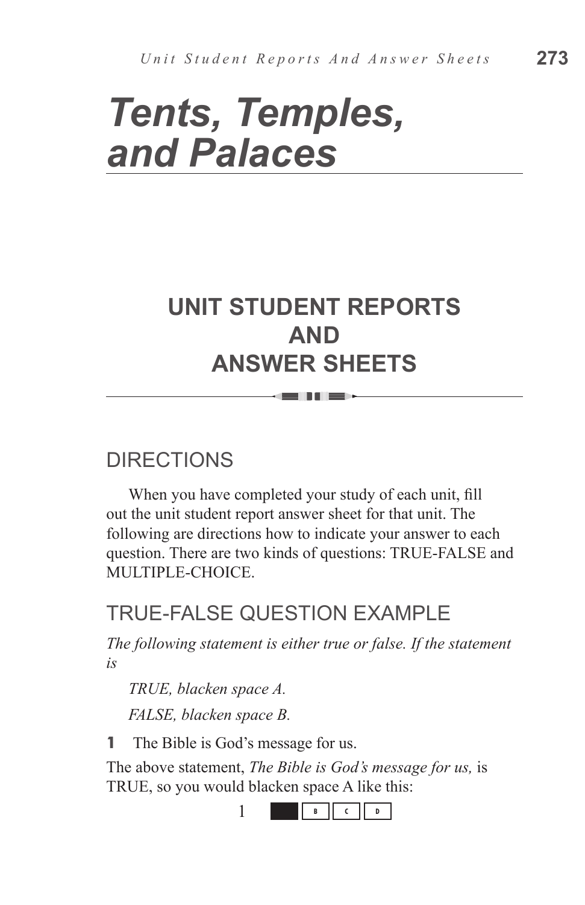# *Tents, Temples, and Palaces*

## UNIT STUDENT REPORTS AND ANSWER SHEETS

### DIRECTIONS

When you have completed your study of each unit, fill out the unit student report answer sheet for that unit. The following are directions how to indicate your answer to each question. There are two kinds of questions: TRUE-FALSE and MULTIPLE-CHOICE.

### TRUE-FALSE QUESTION EXAMPLE

*The following statement is either true or false. If the statement is*

*TRUE, blacken space A.*

*FALSE, blacken space B.*

**1** The Bible is God's message for us.

The above statement, *The Bible is God's message for us,* is TRUE, so you would blacken space A like this:

| 1 | ■ | B | C | D |
|---|---|---|---|---|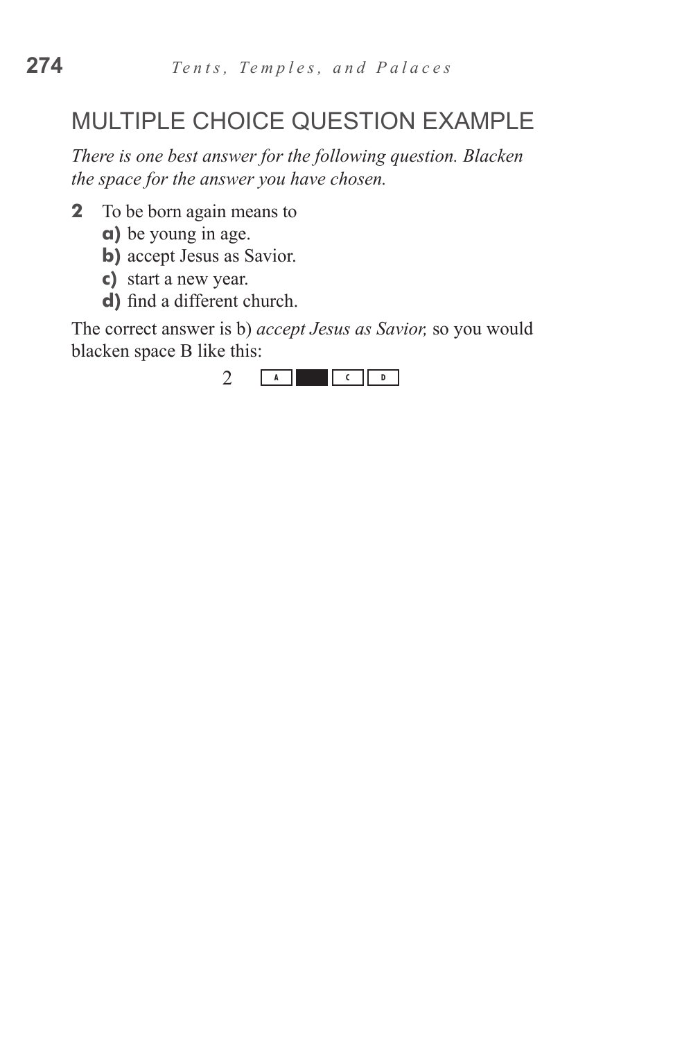## MULTIPLE CHOICE QUESTION EXAMPLE

*There is one best answer for the following question. Blacken the space for the answer you have chosen.*

**2** To be born again means to

**a)** be young in age.
**b)** accept Jesus as Savior.
**c)** start a new year.
**d)** find a different church.

The correct answer is b) *accept Jesus as Savior,* so you would blacken space B like this:

2 [A] [■] [C] [D]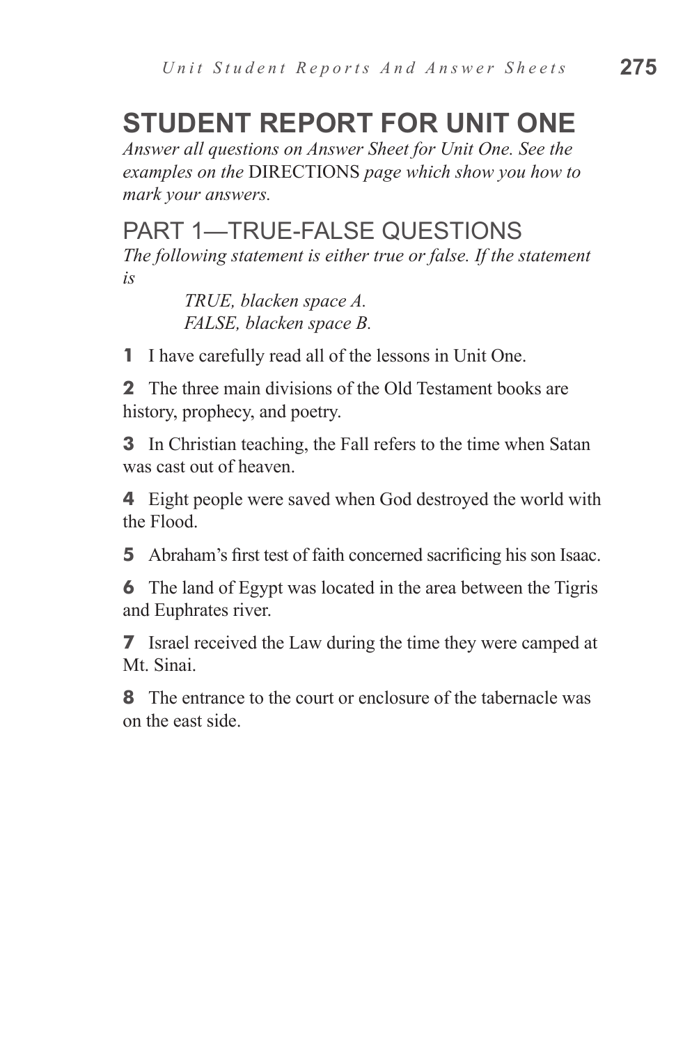# STUDENT REPORT FOR UNIT ONE

*Answer all questions on Answer Sheet for Unit One. See the examples on the* DIRECTIONS *page which show you how to mark your answers.*

## PART 1—TRUE-FALSE QUESTIONS

*The following statement is either true or false. If the statement is*

> *TRUE, blacken space A.*
> *FALSE, blacken space B.*

**1** I have carefully read all of the lessons in Unit One.

**2** The three main divisions of the Old Testament books are history, prophecy, and poetry.

**3** In Christian teaching, the Fall refers to the time when Satan was cast out of heaven.

**4** Eight people were saved when God destroyed the world with the Flood.

**5** Abraham's first test of faith concerned sacrificing his son Isaac.

**6** The land of Egypt was located in the area between the Tigris and Euphrates river.

**7** Israel received the Law during the time they were camped at Mt. Sinai.

**8** The entrance to the court or enclosure of the tabernacle was on the east side.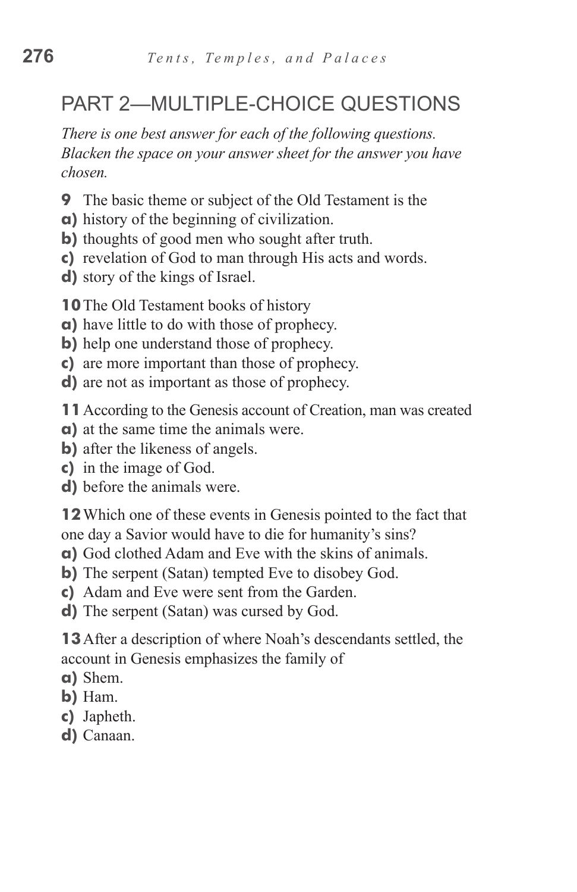## PART 2—MULTIPLE-CHOICE QUESTIONS

*There is one best answer for each of the following questions. Blacken the space on your answer sheet for the answer you have chosen.*

**9** The basic theme or subject of the Old Testament is the

**a)** history of the beginning of civilization.
**b)** thoughts of good men who sought after truth.
**c)** revelation of God to man through His acts and words.
**d)** story of the kings of Israel.

**10** The Old Testament books of history

**a)** have little to do with those of prophecy.
**b)** help one understand those of prophecy.
**c)** are more important than those of prophecy.
**d)** are not as important as those of prophecy.

**11** According to the Genesis account of Creation, man was created

**a)** at the same time the animals were.
**b)** after the likeness of angels.
**c)** in the image of God.
**d)** before the animals were.

**12** Which one of these events in Genesis pointed to the fact that one day a Savior would have to die for humanity's sins?

**a)** God clothed Adam and Eve with the skins of animals.
**b)** The serpent (Satan) tempted Eve to disobey God.
**c)** Adam and Eve were sent from the Garden.
**d)** The serpent (Satan) was cursed by God.

**13** After a description of where Noah's descendants settled, the account in Genesis emphasizes the family of

**a)** Shem.
**b)** Ham.
**c)** Japheth.
**d)** Canaan.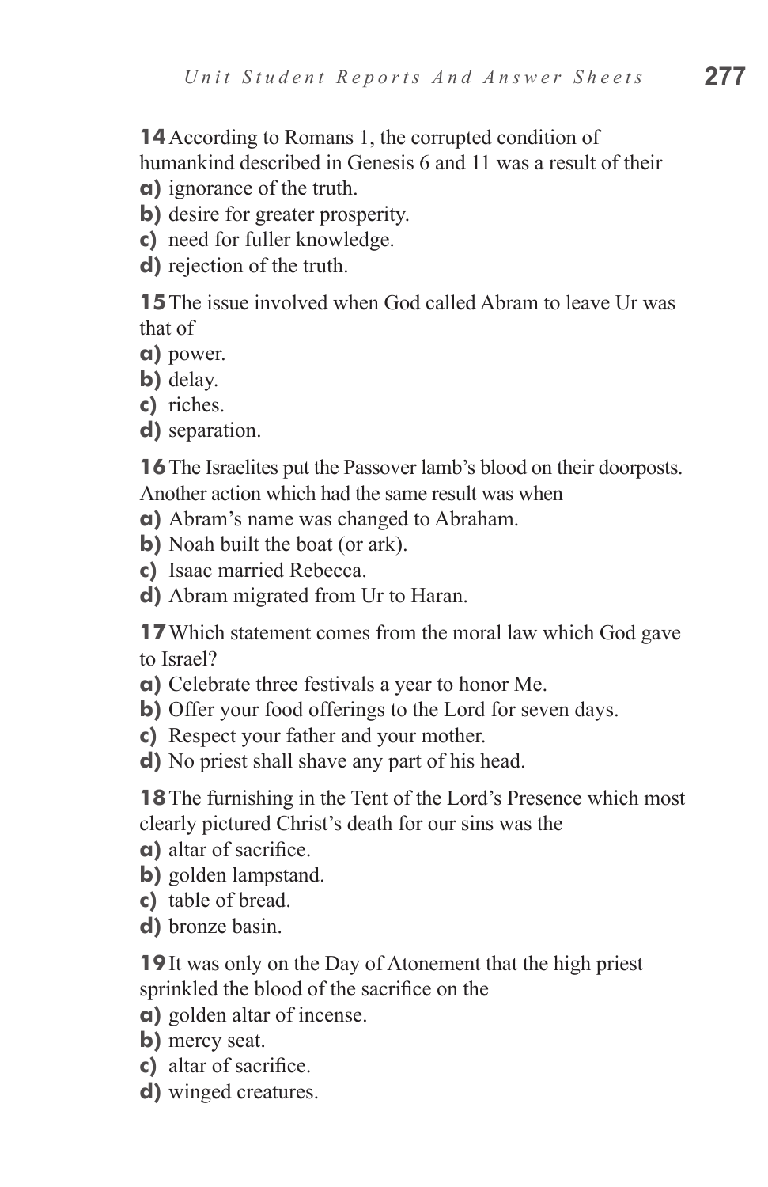**14** According to Romans 1, the corrupted condition of humankind described in Genesis 6 and 11 was a result of their

**a)** ignorance of the truth.
**b)** desire for greater prosperity.
**c)** need for fuller knowledge.
**d)** rejection of the truth.

**15** The issue involved when God called Abram to leave Ur was that of

**a)** power.
**b)** delay.
**c)** riches.
**d)** separation.

**16** The Israelites put the Passover lamb's blood on their doorposts. Another action which had the same result was when

**a)** Abram's name was changed to Abraham.
**b)** Noah built the boat (or ark).
**c)** Isaac married Rebecca.
**d)** Abram migrated from Ur to Haran.

**17** Which statement comes from the moral law which God gave to Israel?

**a)** Celebrate three festivals a year to honor Me.
**b)** Offer your food offerings to the Lord for seven days.
**c)** Respect your father and your mother.
**d)** No priest shall shave any part of his head.

**18** The furnishing in the Tent of the Lord's Presence which most clearly pictured Christ's death for our sins was the

**a)** altar of sacrifice.
**b)** golden lampstand.
**c)** table of bread.
**d)** bronze basin.

**19** It was only on the Day of Atonement that the high priest sprinkled the blood of the sacrifice on the

**a)** golden altar of incense.
**b)** mercy seat.
**c)** altar of sacrifice.
**d)** winged creatures.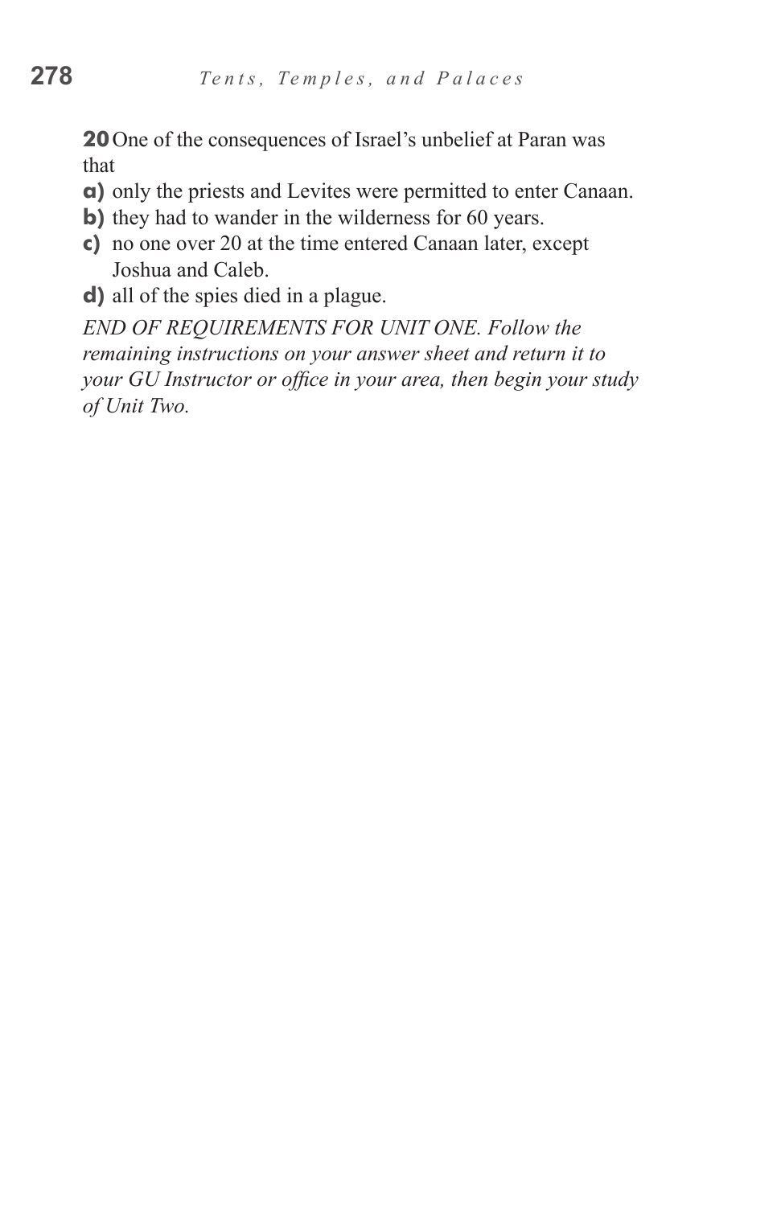**20** One of the consequences of Israel's unbelief at Paran was that

**a)** only the priests and Levites were permitted to enter Canaan.
**b)** they had to wander in the wilderness for 60 years.
**c)** no one over 20 at the time entered Canaan later, except Joshua and Caleb.
**d)** all of the spies died in a plague.

*END OF REQUIREMENTS FOR UNIT ONE. Follow the remaining instructions on your answer sheet and return it to your GU Instructor or office in your area, then begin your study of Unit Two.*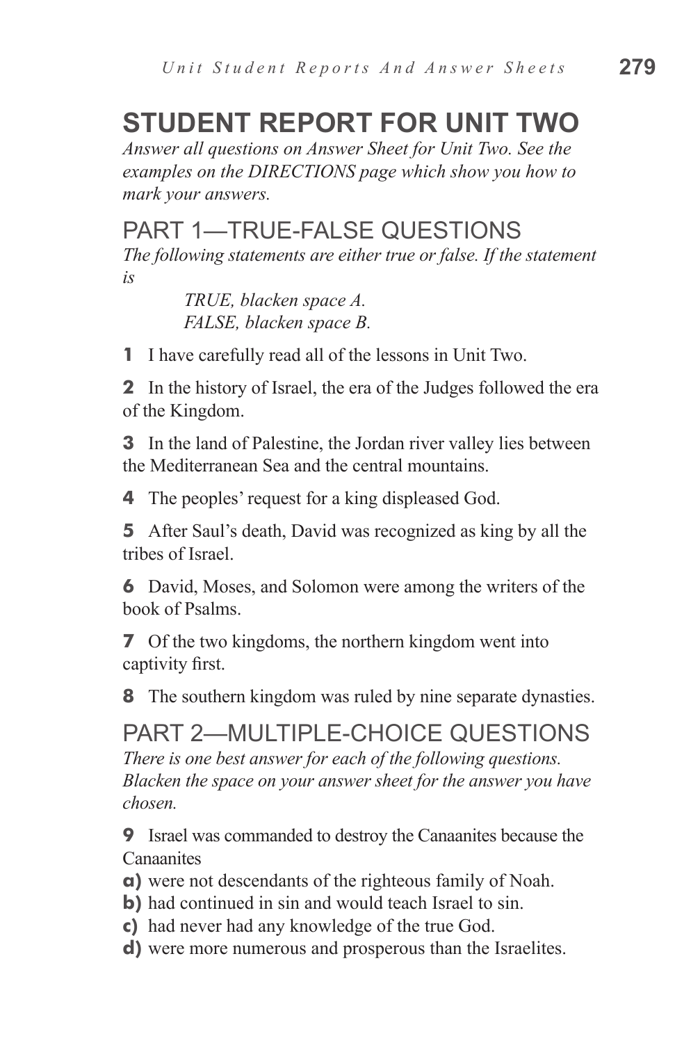# STUDENT REPORT FOR UNIT TWO

*Answer all questions on Answer Sheet for Unit Two. See the examples on the DIRECTIONS page which show you how to mark your answers.*

## PART 1—TRUE-FALSE QUESTIONS

*The following statements are either true or false. If the statement is*

*TRUE, blacken space A.*
*FALSE, blacken space B.*

**1** I have carefully read all of the lessons in Unit Two.

**2** In the history of Israel, the era of the Judges followed the era of the Kingdom.

**3** In the land of Palestine, the Jordan river valley lies between the Mediterranean Sea and the central mountains.

**4** The peoples' request for a king displeased God.

**5** After Saul's death, David was recognized as king by all the tribes of Israel.

**6** David, Moses, and Solomon were among the writers of the book of Psalms.

**7** Of the two kingdoms, the northern kingdom went into captivity first.

**8** The southern kingdom was ruled by nine separate dynasties.

## PART 2—MULTIPLE-CHOICE QUESTIONS

*There is one best answer for each of the following questions. Blacken the space on your answer sheet for the answer you have chosen.*

**9** Israel was commanded to destroy the Canaanites because the Canaanites

**a)** were not descendants of the righteous family of Noah.
**b)** had continued in sin and would teach Israel to sin.
**c)** had never had any knowledge of the true God.
**d)** were more numerous and prosperous than the Israelites.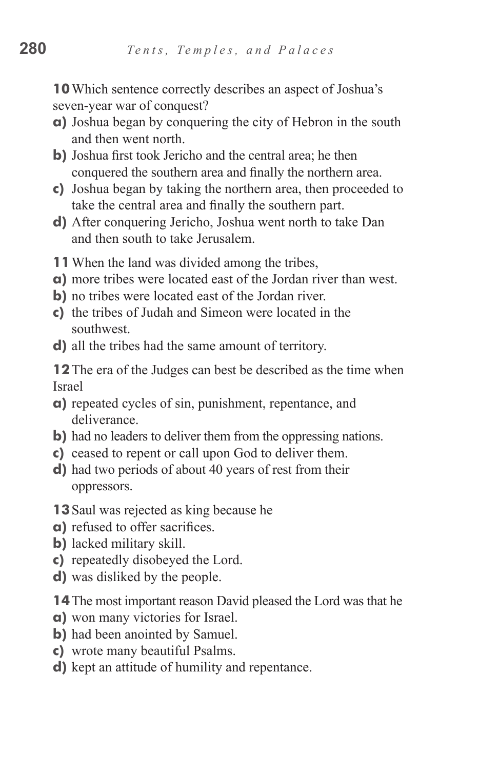**10** Which sentence correctly describes an aspect of Joshua's seven-year war of conquest?

**a)** Joshua began by conquering the city of Hebron in the south and then went north.

**b)** Joshua first took Jericho and the central area; he then conquered the southern area and finally the northern area.

**c)** Joshua began by taking the northern area, then proceeded to take the central area and finally the southern part.

**d)** After conquering Jericho, Joshua went north to take Dan and then south to take Jerusalem.

**11** When the land was divided among the tribes,

**a)** more tribes were located east of the Jordan river than west.

**b)** no tribes were located east of the Jordan river.

**c)** the tribes of Judah and Simeon were located in the southwest.

**d)** all the tribes had the same amount of territory.

**12** The era of the Judges can best be described as the time when Israel

**a)** repeated cycles of sin, punishment, repentance, and deliverance.

**b)** had no leaders to deliver them from the oppressing nations.

**c)** ceased to repent or call upon God to deliver them.

**d)** had two periods of about 40 years of rest from their oppressors.

**13** Saul was rejected as king because he

**a)** refused to offer sacrifices.

**b)** lacked military skill.

**c)** repeatedly disobeyed the Lord.

**d)** was disliked by the people.

**14** The most important reason David pleased the Lord was that he

**a)** won many victories for Israel.

**b)** had been anointed by Samuel.

**c)** wrote many beautiful Psalms.

**d)** kept an attitude of humility and repentance.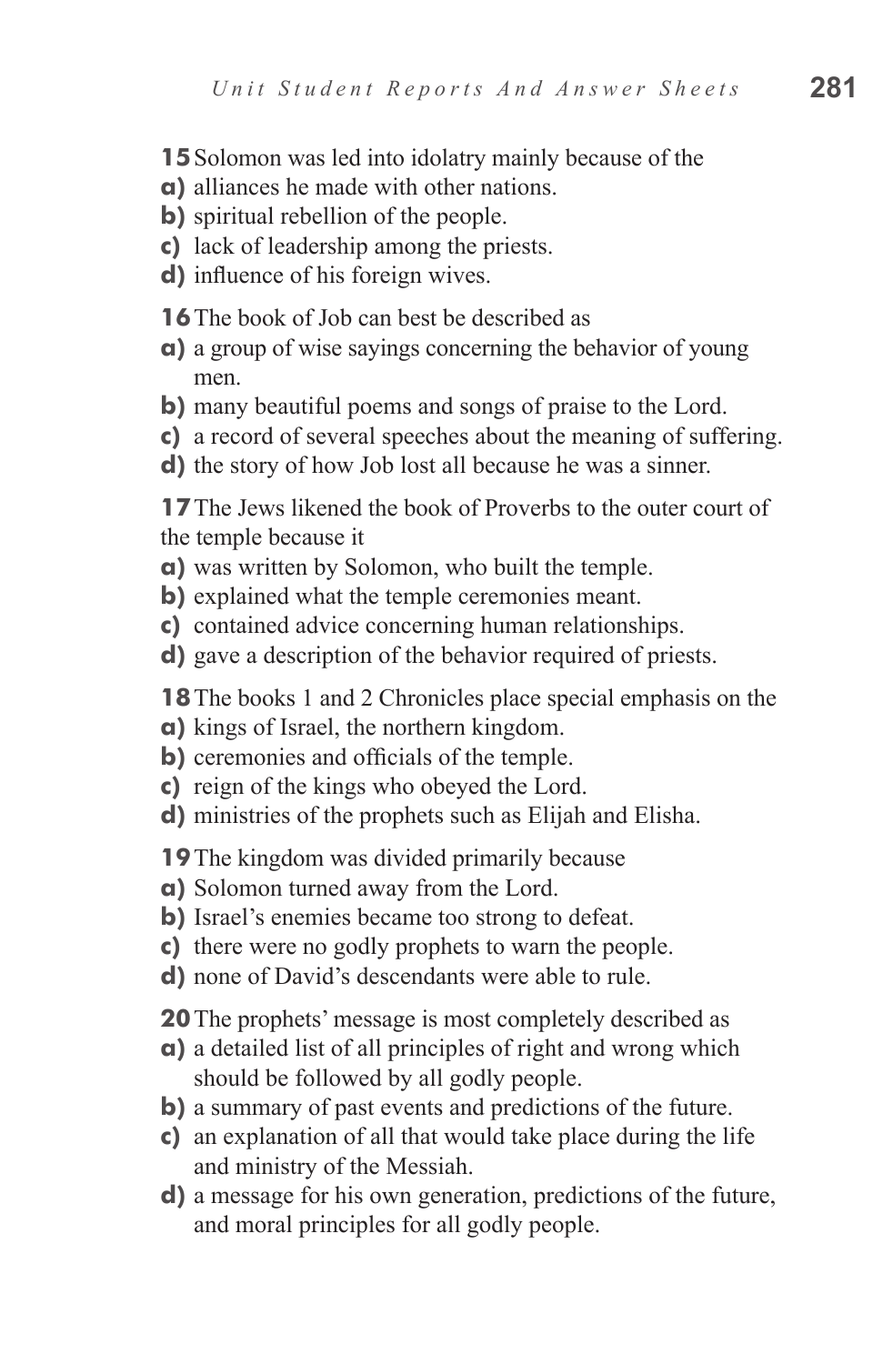**15** Solomon was led into idolatry mainly because of the

**a)** alliances he made with other nations.
**b)** spiritual rebellion of the people.
**c)** lack of leadership among the priests.
**d)** influence of his foreign wives.

**16** The book of Job can best be described as

**a)** a group of wise sayings concerning the behavior of young men.
**b)** many beautiful poems and songs of praise to the Lord.
**c)** a record of several speeches about the meaning of suffering.
**d)** the story of how Job lost all because he was a sinner.

**17** The Jews likened the book of Proverbs to the outer court of the temple because it

**a)** was written by Solomon, who built the temple.
**b)** explained what the temple ceremonies meant.
**c)** contained advice concerning human relationships.
**d)** gave a description of the behavior required of priests.

**18** The books 1 and 2 Chronicles place special emphasis on the

**a)** kings of Israel, the northern kingdom.
**b)** ceremonies and officials of the temple.
**c)** reign of the kings who obeyed the Lord.
**d)** ministries of the prophets such as Elijah and Elisha.

**19** The kingdom was divided primarily because

**a)** Solomon turned away from the Lord.
**b)** Israel's enemies became too strong to defeat.
**c)** there were no godly prophets to warn the people.
**d)** none of David's descendants were able to rule.

**20** The prophets' message is most completely described as

**a)** a detailed list of all principles of right and wrong which should be followed by all godly people.
**b)** a summary of past events and predictions of the future.
**c)** an explanation of all that would take place during the life and ministry of the Messiah.
**d)** a message for his own generation, predictions of the future, and moral principles for all godly people.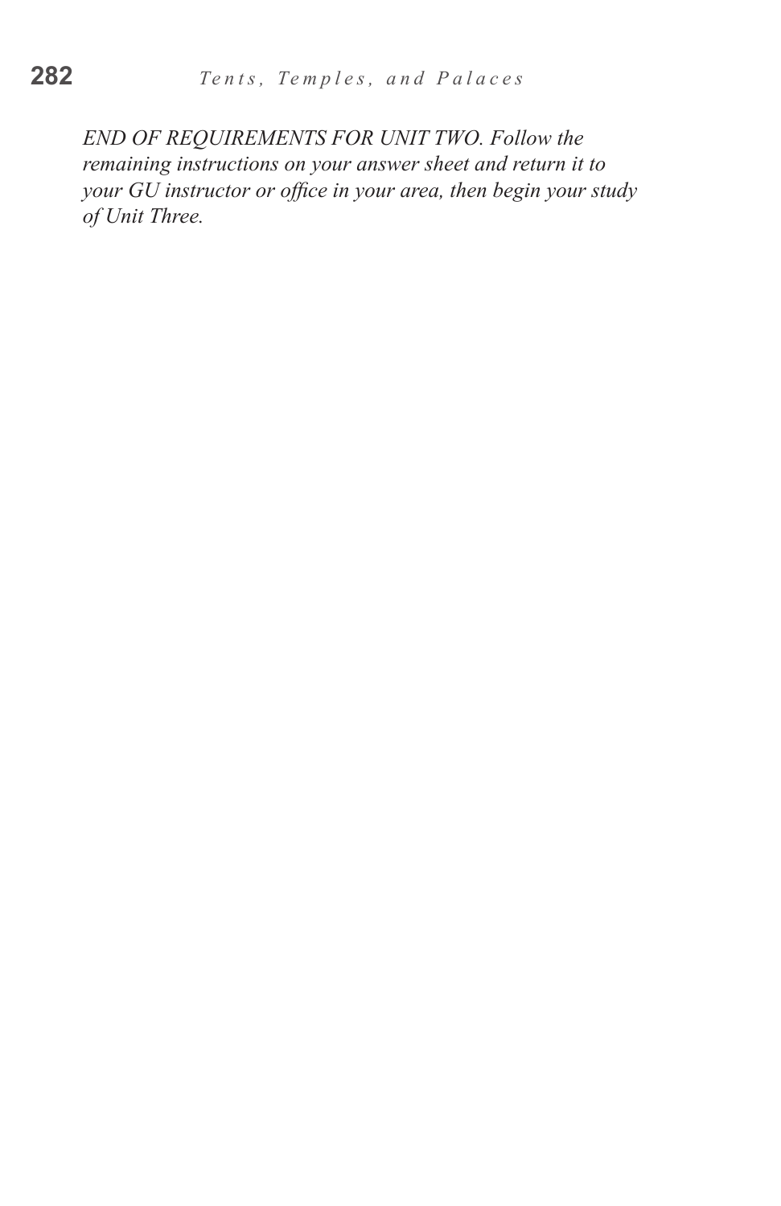*END OF REQUIREMENTS FOR UNIT TWO. Follow the remaining instructions on your answer sheet and return it to your GU instructor or office in your area, then begin your study of Unit Three.*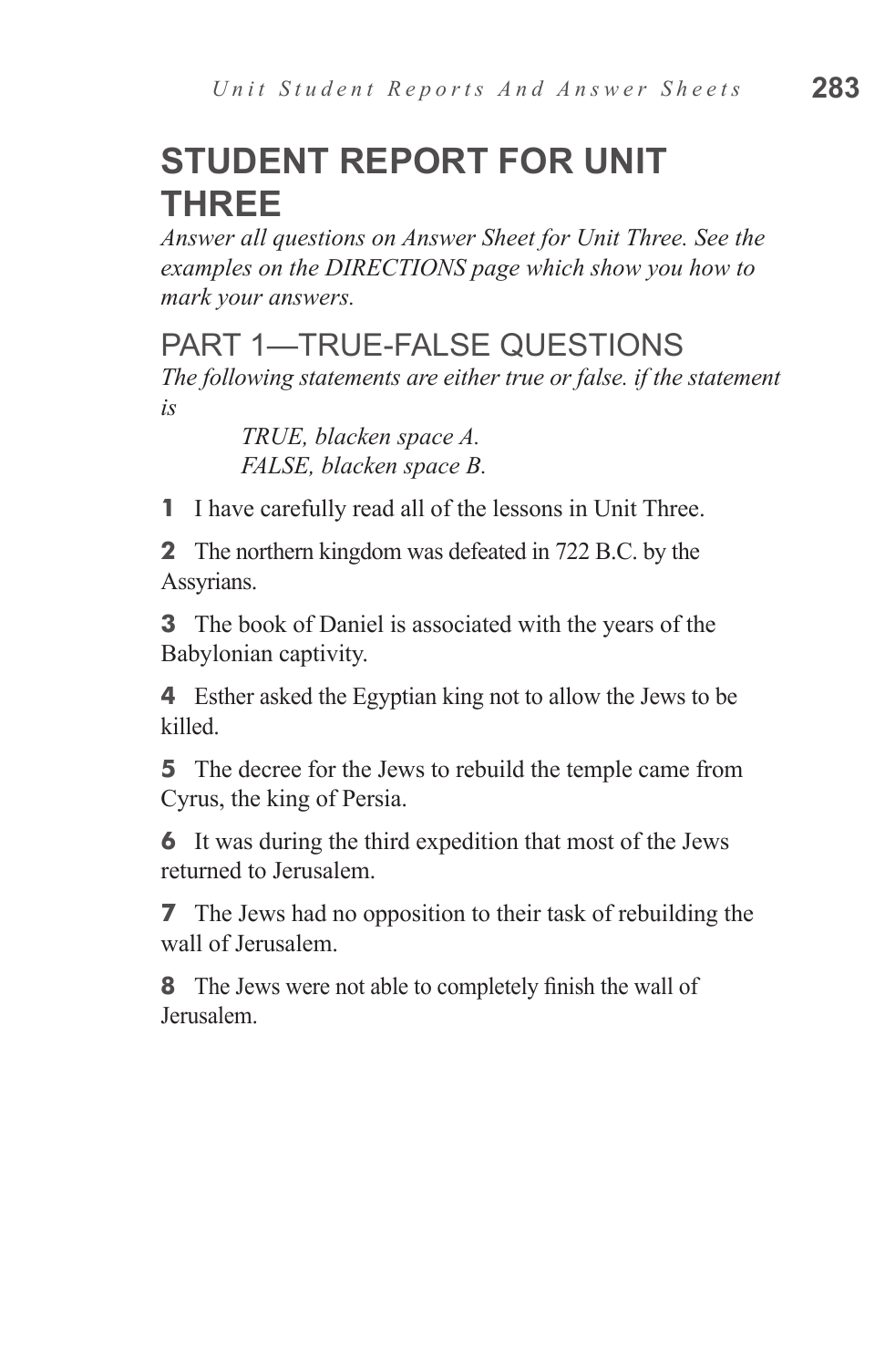# STUDENT REPORT FOR UNIT THREE

*Answer all questions on Answer Sheet for Unit Three. See the examples on the DIRECTIONS page which show you how to mark your answers.*

## PART 1—TRUE-FALSE QUESTIONS

*The following statements are either true or false. if the statement is*

> *TRUE, blacken space A.*
> *FALSE, blacken space B.*

**1** I have carefully read all of the lessons in Unit Three.

**2** The northern kingdom was defeated in 722 B.C. by the Assyrians.

**3** The book of Daniel is associated with the years of the Babylonian captivity.

**4** Esther asked the Egyptian king not to allow the Jews to be killed.

**5** The decree for the Jews to rebuild the temple came from Cyrus, the king of Persia.

**6** It was during the third expedition that most of the Jews returned to Jerusalem.

**7** The Jews had no opposition to their task of rebuilding the wall of Jerusalem.

**8** The Jews were not able to completely finish the wall of Jerusalem.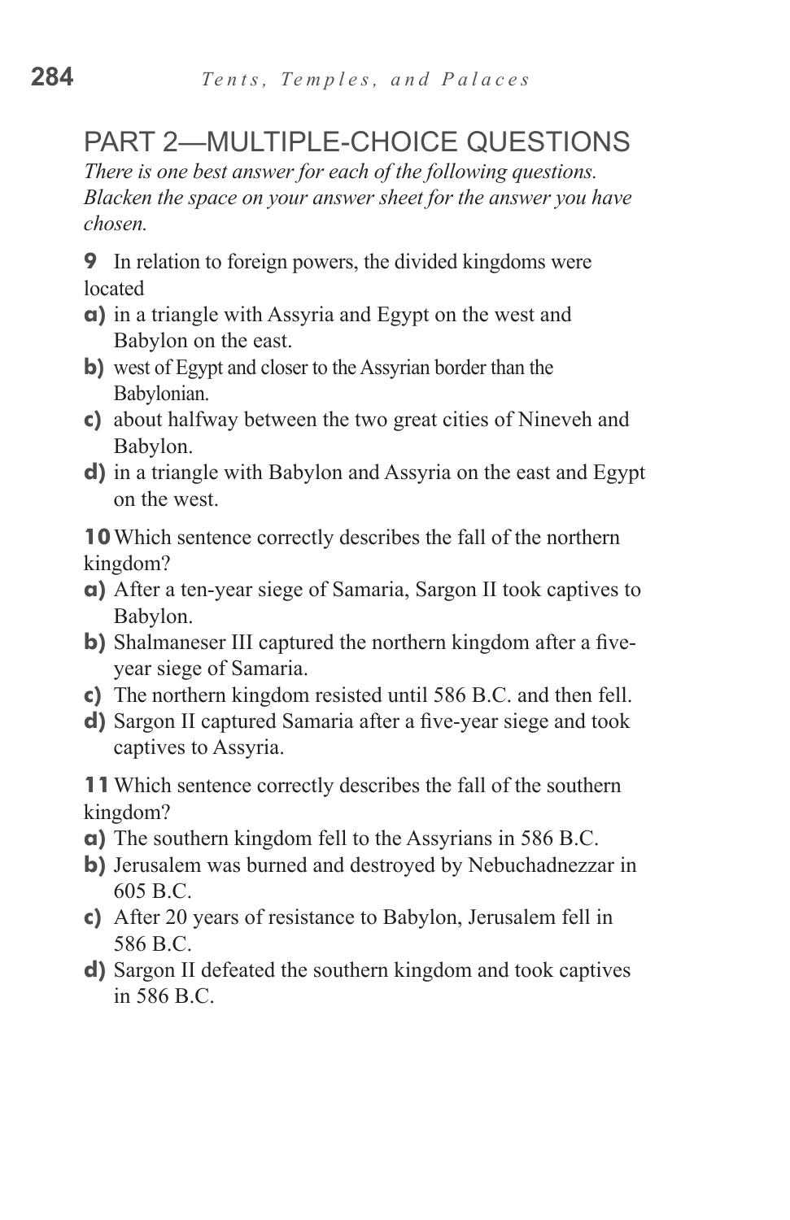## PART 2—MULTIPLE-CHOICE QUESTIONS

*There is one best answer for each of the following questions. Blacken the space on your answer sheet for the answer you have chosen.*

**9** In relation to foreign powers, the divided kingdoms were located

**a)** in a triangle with Assyria and Egypt on the west and Babylon on the east.

**b)** west of Egypt and closer to the Assyrian border than the Babylonian.

**c)** about halfway between the two great cities of Nineveh and Babylon.

**d)** in a triangle with Babylon and Assyria on the east and Egypt on the west.

**10** Which sentence correctly describes the fall of the northern kingdom?

**a)** After a ten-year siege of Samaria, Sargon II took captives to Babylon.

**b)** Shalmaneser III captured the northern kingdom after a five-year siege of Samaria.

**c)** The northern kingdom resisted until 586 B.C. and then fell.

**d)** Sargon II captured Samaria after a five-year siege and took captives to Assyria.

**11** Which sentence correctly describes the fall of the southern kingdom?

**a)** The southern kingdom fell to the Assyrians in 586 B.C.

**b)** Jerusalem was burned and destroyed by Nebuchadnezzar in 605 B.C.

**c)** After 20 years of resistance to Babylon, Jerusalem fell in 586 B.C.

**d)** Sargon II defeated the southern kingdom and took captives in 586 B.C.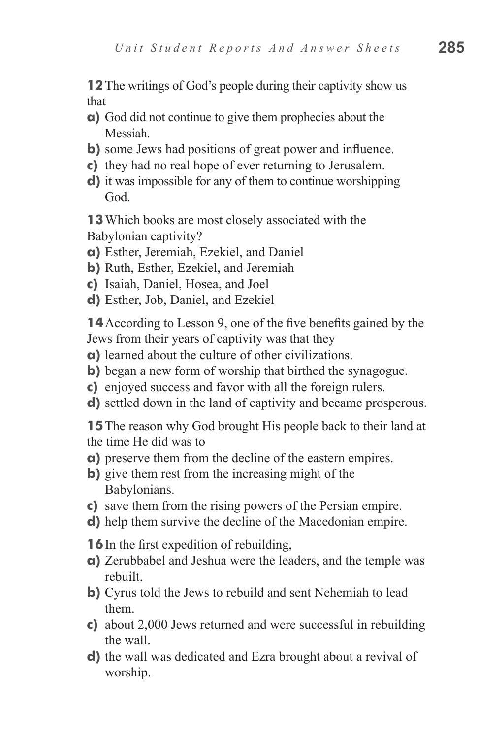**12** The writings of God's people during their captivity show us that

**a)** God did not continue to give them prophecies about the Messiah.
**b)** some Jews had positions of great power and influence.
**c)** they had no real hope of ever returning to Jerusalem.
**d)** it was impossible for any of them to continue worshipping God.

**13** Which books are most closely associated with the Babylonian captivity?

**a)** Esther, Jeremiah, Ezekiel, and Daniel
**b)** Ruth, Esther, Ezekiel, and Jeremiah
**c)** Isaiah, Daniel, Hosea, and Joel
**d)** Esther, Job, Daniel, and Ezekiel

**14** According to Lesson 9, one of the five benefits gained by the Jews from their years of captivity was that they

**a)** learned about the culture of other civilizations.
**b)** began a new form of worship that birthed the synagogue.
**c)** enjoyed success and favor with all the foreign rulers.
**d)** settled down in the land of captivity and became prosperous.

**15** The reason why God brought His people back to their land at the time He did was to

**a)** preserve them from the decline of the eastern empires.
**b)** give them rest from the increasing might of the Babylonians.
**c)** save them from the rising powers of the Persian empire.
**d)** help them survive the decline of the Macedonian empire.

**16** In the first expedition of rebuilding,

**a)** Zerubbabel and Jeshua were the leaders, and the temple was rebuilt.
**b)** Cyrus told the Jews to rebuild and sent Nehemiah to lead them.
**c)** about 2,000 Jews returned and were successful in rebuilding the wall.
**d)** the wall was dedicated and Ezra brought about a revival of worship.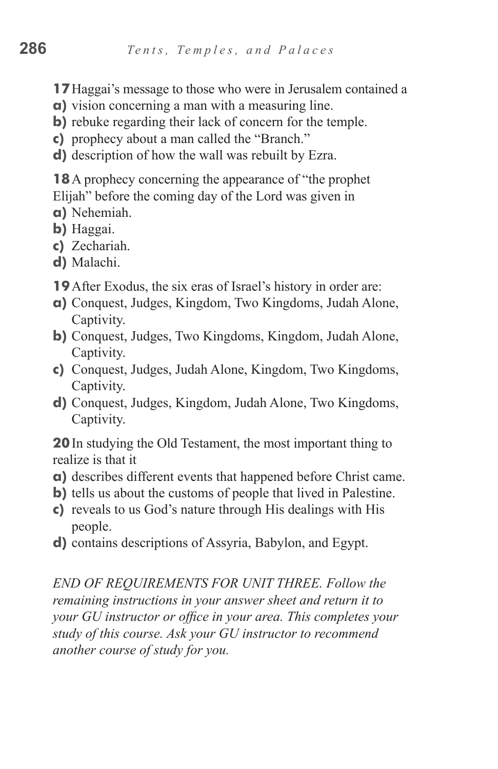**17** Haggai's message to those who were in Jerusalem contained a

**a)** vision concerning a man with a measuring line.
**b)** rebuke regarding their lack of concern for the temple.
**c)** prophecy about a man called the "Branch."
**d)** description of how the wall was rebuilt by Ezra.

**18** A prophecy concerning the appearance of "the prophet Elijah" before the coming day of the Lord was given in

**a)** Nehemiah.
**b)** Haggai.
**c)** Zechariah.
**d)** Malachi.

**19** After Exodus, the six eras of Israel's history in order are:

**a)** Conquest, Judges, Kingdom, Two Kingdoms, Judah Alone, Captivity.
**b)** Conquest, Judges, Two Kingdoms, Kingdom, Judah Alone, Captivity.
**c)** Conquest, Judges, Judah Alone, Kingdom, Two Kingdoms, Captivity.
**d)** Conquest, Judges, Kingdom, Judah Alone, Two Kingdoms, Captivity.

**20** In studying the Old Testament, the most important thing to realize is that it

**a)** describes different events that happened before Christ came.
**b)** tells us about the customs of people that lived in Palestine.
**c)** reveals to us God's nature through His dealings with His people.
**d)** contains descriptions of Assyria, Babylon, and Egypt.

*END OF REQUIREMENTS FOR UNIT THREE. Follow the remaining instructions in your answer sheet and return it to your GU instructor or office in your area. This completes your study of this course. Ask your GU instructor to recommend another course of study for you.*